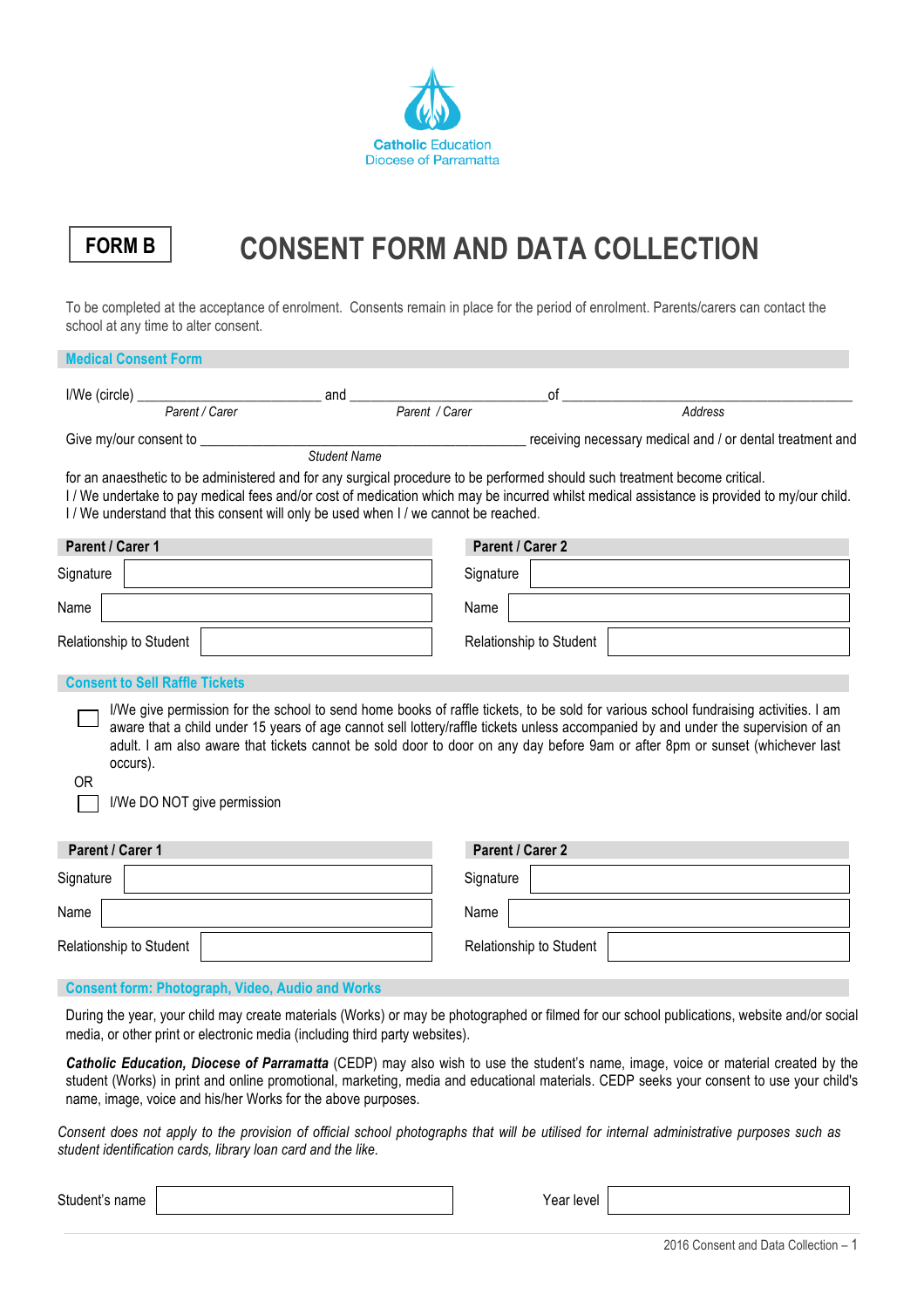Catholic Education
Diocese of Parramatta

**FORM B**

# CONSENT FORM AND DATA COLLECTION

To be completed at the acceptance of enrolment. Consents remain in place for the period of enrolment. Parents/carers can contact the school at any time to alter consent.

## Medical Consent Form

I/We (circle) ________________________ and ________________________ of ________________________________________
*Parent / Carer* *Parent / Carer* *Address*

Give my/our consent to ________________________________________ receiving necessary medical and / or dental treatment and
*Student Name*

for an anaesthetic to be administered and for any surgical procedure to be performed should such treatment become critical.
I / We undertake to pay medical fees and/or cost of medication which may be incurred whilst medical assistance is provided to my/our child.
I / We understand that this consent will only be used when I / we cannot be reached.

| Parent / Carer 1 | | Parent / Carer 2 | |
|---|---|---|---|
| Signature | | Signature | |
| Name | | Name | |
| Relationship to Student | | Relationship to Student | |

## Consent to Sell Raffle Tickets

☐ I/We give permission for the school to send home books of raffle tickets, to be sold for various school fundraising activities. I am aware that a child under 15 years of age cannot sell lottery/raffle tickets unless accompanied by and under the supervision of an adult. I am also aware that tickets cannot be sold door to door on any day before 9am or after 8pm or sunset (whichever last occurs).

OR

☐ I/We DO NOT give permission

| Parent / Carer 1 | | Parent / Carer 2 | |
|---|---|---|---|
| Signature | | Signature | |
| Name | | Name | |
| Relationship to Student | | Relationship to Student | |

## Consent form: Photograph, Video, Audio and Works

During the year, your child may create materials (Works) or may be photographed or filmed for our school publications, website and/or social media, or other print or electronic media (including third party websites).

***Catholic Education, Diocese of Parramatta*** (CEDP) may also wish to use the student's name, image, voice or material created by the student (Works) in print and online promotional, marketing, media and educational materials. CEDP seeks your consent to use your child's name, image, voice and his/her Works for the above purposes.

*Consent does not apply to the provision of official school photographs that will be utilised for internal administrative purposes such as student identification cards, library loan card and the like.*

| Student's name | | Year level | |
|---|---|---|---|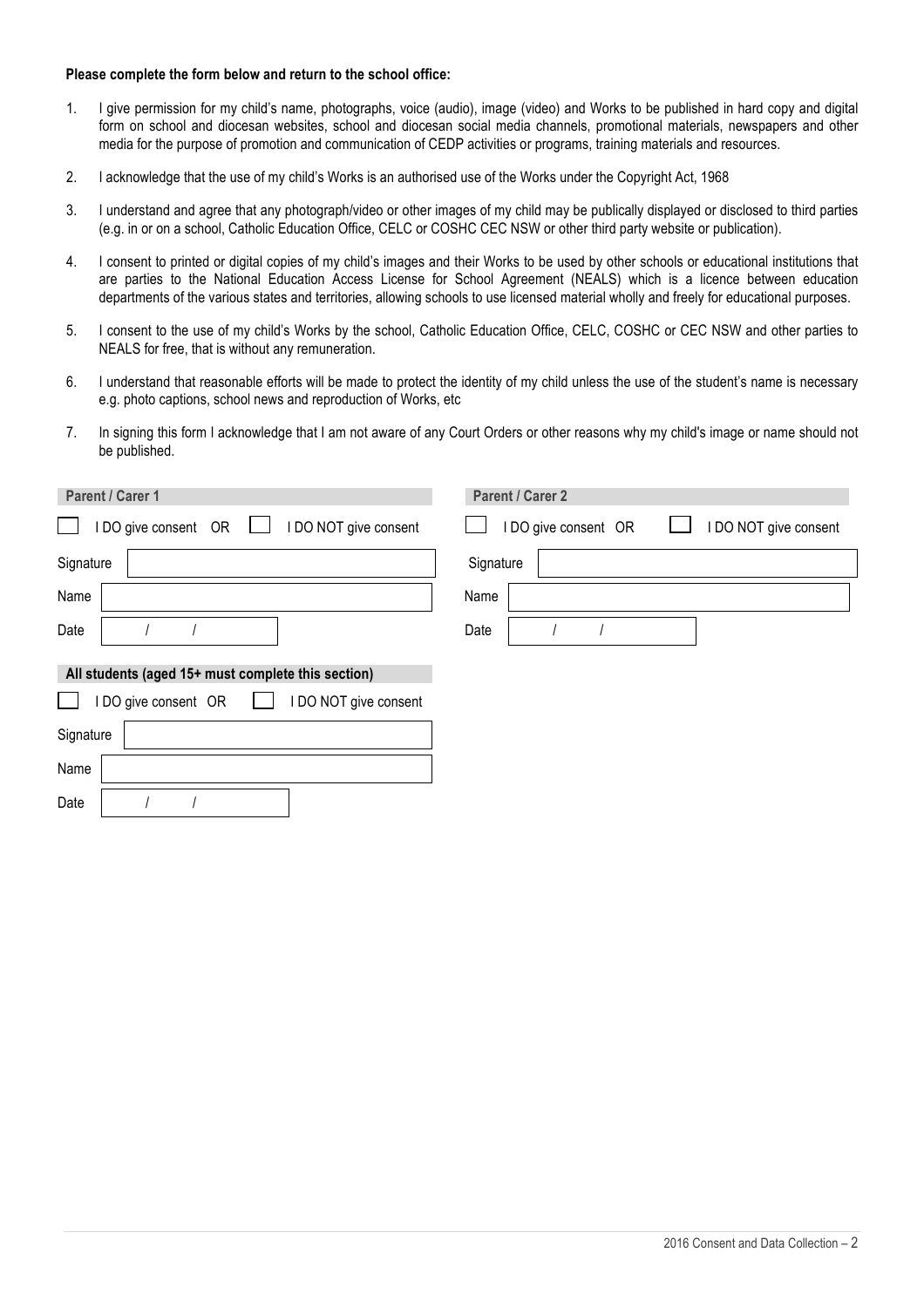**Please complete the form below and return to the school office:**

1. I give permission for my child's name, photographs, voice (audio), image (video) and Works to be published in hard copy and digital form on school and diocesan websites, school and diocesan social media channels, promotional materials, newspapers and other media for the purpose of promotion and communication of CEDP activities or programs, training materials and resources.
2. I acknowledge that the use of my child's Works is an authorised use of the Works under the Copyright Act, 1968
3. I understand and agree that any photograph/video or other images of my child may be publically displayed or disclosed to third parties (e.g. in or on a school, Catholic Education Office, CELC or COSHC CEC NSW or other third party website or publication).
4. I consent to printed or digital copies of my child's images and their Works to be used by other schools or educational institutions that are parties to the National Education Access License for School Agreement (NEALS) which is a licence between education departments of the various states and territories, allowing schools to use licensed material wholly and freely for educational purposes.
5. I consent to the use of my child's Works by the school, Catholic Education Office, CELC, COSHC or CEC NSW and other parties to NEALS for free, that is without any remuneration.
6. I understand that reasonable efforts will be made to protect the identity of my child unless the use of the student's name is necessary e.g. photo captions, school news and reproduction of Works, etc
7. In signing this form I acknowledge that I am not aware of any Court Orders or other reasons why my child's image or name should not be published.

**Parent / Carer 1**

☐ I DO give consent OR ☐ I DO NOT give consent

Signature

Name

Date / /

**Parent / Carer 2**

☐ I DO give consent OR ☐ I DO NOT give consent

Signature

Name

Date / /

**All students (aged 15+ must complete this section)**

☐ I DO give consent OR ☐ I DO NOT give consent

Signature

Name

Date / /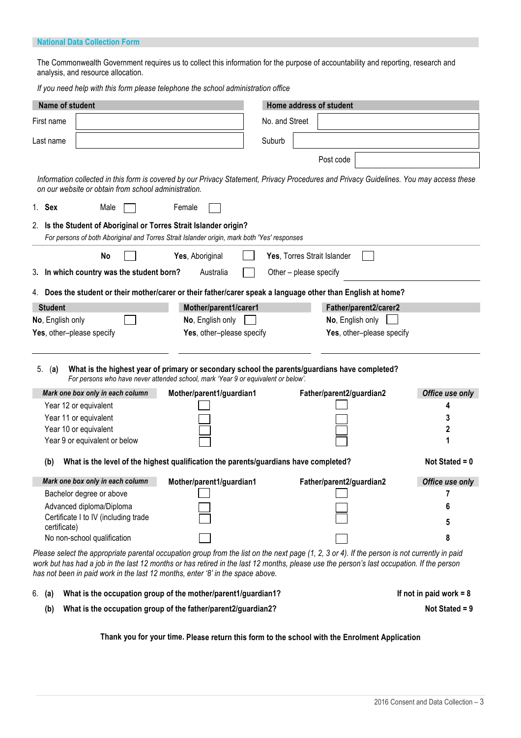## National Data Collection Form

The Commonwealth Government requires us to collect this information for the purpose of accountability and reporting, research and analysis, and resource allocation.

*If you need help with this form please telephone the school administration office*

| **Name of student** | | **Home address of student** | |
|---|---|---|---|
| First name | | No. and Street | |
| Last name | | Suburb | |
| | | Post code | |

*Information collected in this form is covered by our Privacy Statement, Privacy Procedures and Privacy Guidelines. You may access these on our website or obtain from school administration.*

1. **Sex** Male ☐ Female ☐

2. **Is the Student of Aboriginal or Torres Strait Islander origin?**
   *For persons of both Aboriginal and Torres Strait Islander origin, mark both 'Yes' responses*

   **No** ☐ **Yes**, Aboriginal ☐ **Yes**, Torres Strait Islander ☐

3. **In which country was the student born?** Australia ☐ Other – please specify ____________

4. **Does the student or their mother/carer or their father/carer speak a language other than English at home?**

| **Student** | **Mother/parent1/carer1** | **Father/parent2/carer2** |
|---|---|---|
| **No**, English only ☐ | **No**, English only ☐ | **No**, English only ☐ |
| **Yes**, other–please specify | **Yes**, other–please specify | **Yes**, other–please specify |
| ____________ | ____________ | ____________ |

5. (a) **What is the highest year of primary or secondary school the parents/guardians have completed?**
   *For persons who have never attended school, mark 'Year 9 or equivalent or below'.*

| *Mark one box only in each column* | **Mother/parent1/guardian1** | **Father/parent2/guardian2** | *Office use only* |
|---|---|---|---|
| Year 12 or equivalent | ☐ | ☐ | 4 |
| Year 11 or equivalent | ☐ | ☐ | 3 |
| Year 10 or equivalent | ☐ | ☐ | 2 |
| Year 9 or equivalent or below | ☐ | ☐ | 1 |

(b) **What is the level of the highest qualification the parents/guardians have completed?** **Not Stated = 0**

| *Mark one box only in each column* | **Mother/parent1/guardian1** | **Father/parent2/guardian2** | *Office use only* |
|---|---|---|---|
| Bachelor degree or above | ☐ | ☐ | 7 |
| Advanced diploma/Diploma | ☐ | ☐ | 6 |
| Certificate I to IV (including trade certificate) | ☐ | ☐ | 5 |
| No non-school qualification | ☐ | ☐ | 8 |

*Please select the appropriate parental occupation group from the list on the next page (1, 2, 3 or 4). If the person is not currently in paid work but has had a job in the last 12 months or has retired in the last 12 months, please use the person's last occupation. If the person has not been in paid work in the last 12 months, enter '8' in the space above.*

6. (a) **What is the occupation group of the mother/parent1/guardian1?** **If not in paid work = 8**

   (b) **What is the occupation group of the father/parent2/guardian2?** **Not Stated = 9**

**Thank you for your time. Please return this form to the school with the Enrolment Application**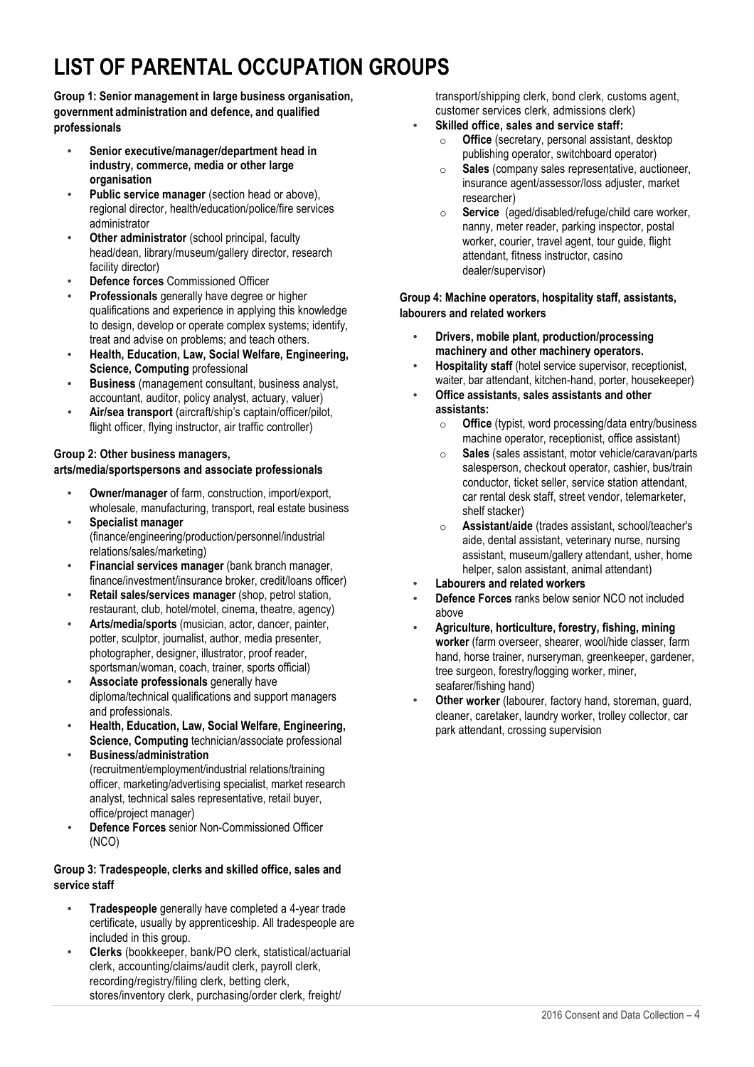# LIST OF PARENTAL OCCUPATION GROUPS

**Group 1: Senior management in large business organisation, government administration and defence, and qualified professionals**

- **Senior executive/manager/department head in industry, commerce, media or other large organisation**
- **Public service manager** (section head or above), regional director, health/education/police/fire services administrator
- **Other administrator** (school principal, faculty head/dean, library/museum/gallery director, research facility director)
- **Defence forces** Commissioned Officer
- **Professionals** generally have degree or higher qualifications and experience in applying this knowledge to design, develop or operate complex systems; identify, treat and advise on problems; and teach others.
- **Health, Education, Law, Social Welfare, Engineering, Science, Computing** professional
- **Business** (management consultant, business analyst, accountant, auditor, policy analyst, actuary, valuer)
- **Air/sea transport** (aircraft/ship's captain/officer/pilot, flight officer, flying instructor, air traffic controller)

**Group 2: Other business managers, arts/media/sportspersons and associate professionals**

- **Owner/manager** of farm, construction, import/export, wholesale, manufacturing, transport, real estate business
- **Specialist manager** (finance/engineering/production/personnel/industrial relations/sales/marketing)
- **Financial services manager** (bank branch manager, finance/investment/insurance broker, credit/loans officer)
- **Retail sales/services manager** (shop, petrol station, restaurant, club, hotel/motel, cinema, theatre, agency)
- **Arts/media/sports** (musician, actor, dancer, painter, potter, sculptor, journalist, author, media presenter, photographer, designer, illustrator, proof reader, sportsman/woman, coach, trainer, sports official)
- **Associate professionals** generally have diploma/technical qualifications and support managers and professionals.
- **Health, Education, Law, Social Welfare, Engineering, Science, Computing** technician/associate professional
- **Business/administration** (recruitment/employment/industrial relations/training officer, marketing/advertising specialist, market research analyst, technical sales representative, retail buyer, office/project manager)
- **Defence Forces** senior Non-Commissioned Officer (NCO)

**Group 3: Tradespeople, clerks and skilled office, sales and service staff**

- **Tradespeople** generally have completed a 4-year trade certificate, usually by apprenticeship. All tradespeople are included in this group.
- **Clerks** (bookkeeper, bank/PO clerk, statistical/actuarial clerk, accounting/claims/audit clerk, payroll clerk, recording/registry/filing clerk, betting clerk, stores/inventory clerk, purchasing/order clerk, freight/transport/shipping clerk, bond clerk, customs agent, customer services clerk, admissions clerk)
- **Skilled office, sales and service staff:**
  - **Office** (secretary, personal assistant, desktop publishing operator, switchboard operator)
  - **Sales** (company sales representative, auctioneer, insurance agent/assessor/loss adjuster, market researcher)
  - **Service** (aged/disabled/refuge/child care worker, nanny, meter reader, parking inspector, postal worker, courier, travel agent, tour guide, flight attendant, fitness instructor, casino dealer/supervisor)

**Group 4: Machine operators, hospitality staff, assistants, labourers and related workers**

- **Drivers, mobile plant, production/processing machinery and other machinery operators.**
- **Hospitality staff** (hotel service supervisor, receptionist, waiter, bar attendant, kitchen-hand, porter, housekeeper)
- **Office assistants, sales assistants and other assistants:**
  - **Office** (typist, word processing/data entry/business machine operator, receptionist, office assistant)
  - **Sales** (sales assistant, motor vehicle/caravan/parts salesperson, checkout operator, cashier, bus/train conductor, ticket seller, service station attendant, car rental desk staff, street vendor, telemarketer, shelf stacker)
  - **Assistant/aide** (trades assistant, school/teacher's aide, dental assistant, veterinary nurse, nursing assistant, museum/gallery attendant, usher, home helper, salon assistant, animal attendant)
- **Labourers and related workers**
- **Defence Forces** ranks below senior NCO not included above
- **Agriculture, horticulture, forestry, fishing, mining worker** (farm overseer, shearer, wool/hide classer, farm hand, horse trainer, nurseryman, greenkeeper, gardener, tree surgeon, forestry/logging worker, miner, seafarer/fishing hand)
- **Other worker** (labourer, factory hand, storeman, guard, cleaner, caretaker, laundry worker, trolley collector, car park attendant, crossing supervision